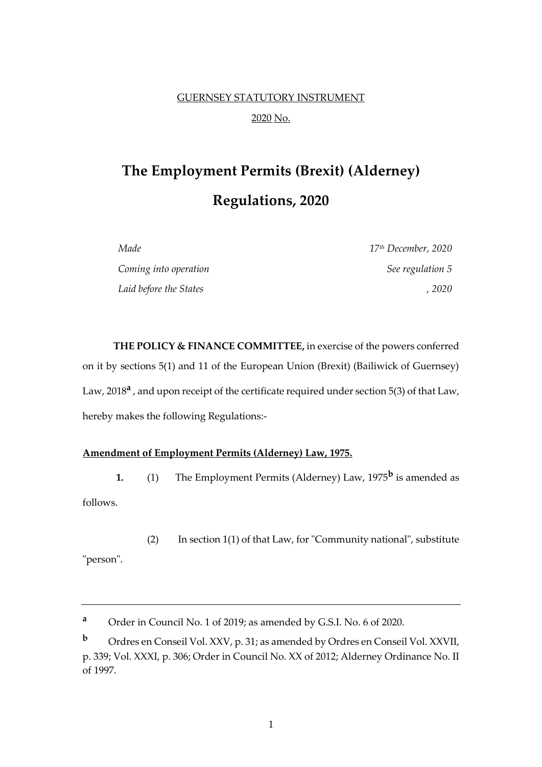GUERNSEY STATUTORY INSTRUMENT

2020 No.

# The Employment Permits (Brexit) (Alderney) Regulations, 2020

| | |
|---|---|
| *Made* | *17th December, 2020* |
| *Coming into operation* | *See regulation 5* |
| *Laid before the States* | *, 2020* |

**THE POLICY & FINANCE COMMITTEE,** in exercise of the powers conferred on it by sections 5(1) and 11 of the European Union (Brexit) (Bailiwick of Guernsey) Law, 2018[a] , and upon receipt of the certificate required under section 5(3) of that Law, hereby makes the following Regulations:-

**Amendment of Employment Permits (Alderney) Law, 1975.**

**1.** (1) The Employment Permits (Alderney) Law, 1975[b] is amended as follows.

(2) In section 1(1) of that Law, for "Community national", substitute "person".

---

[a] Order in Council No. 1 of 2019; as amended by G.S.I. No. 6 of 2020.

[b] Ordres en Conseil Vol. XXV, p. 31; as amended by Ordres en Conseil Vol. XXVII, p. 339; Vol. XXXI, p. 306; Order in Council No. XX of 2012; Alderney Ordinance No. II of 1997.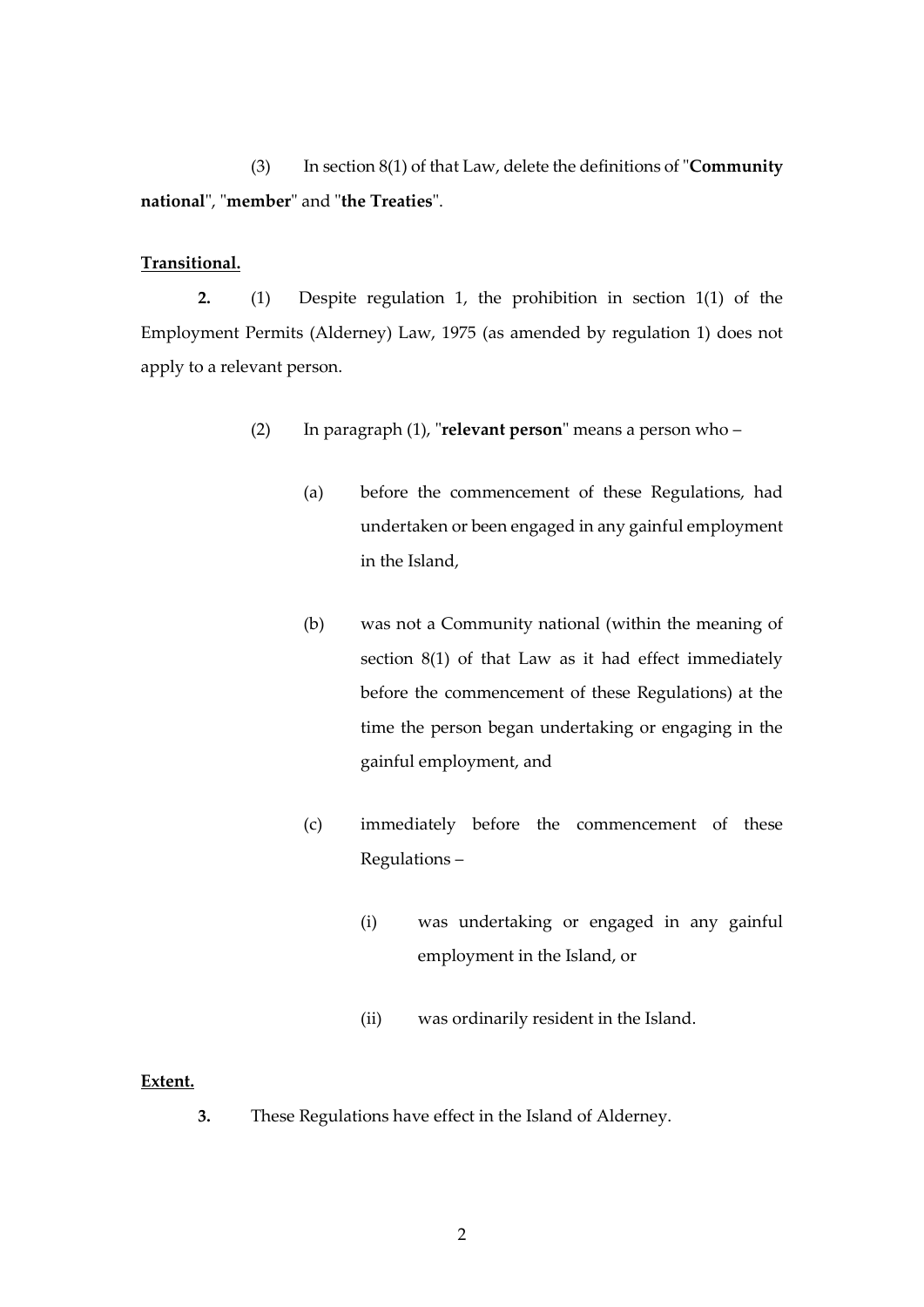(3) In section 8(1) of that Law, delete the definitions of "**Community national**", "**member**" and "**the Treaties**".

**Transitional.**

**2.** (1) Despite regulation 1, the prohibition in section 1(1) of the Employment Permits (Alderney) Law, 1975 (as amended by regulation 1) does not apply to a relevant person.

(2) In paragraph (1), "**relevant person**" means a person who –

(a) before the commencement of these Regulations, had undertaken or been engaged in any gainful employment in the Island,

(b) was not a Community national (within the meaning of section 8(1) of that Law as it had effect immediately before the commencement of these Regulations) at the time the person began undertaking or engaging in the gainful employment, and

(c) immediately before the commencement of these Regulations –

(i) was undertaking or engaged in any gainful employment in the Island, or

(ii) was ordinarily resident in the Island.

**Extent.**

**3.** These Regulations have effect in the Island of Alderney.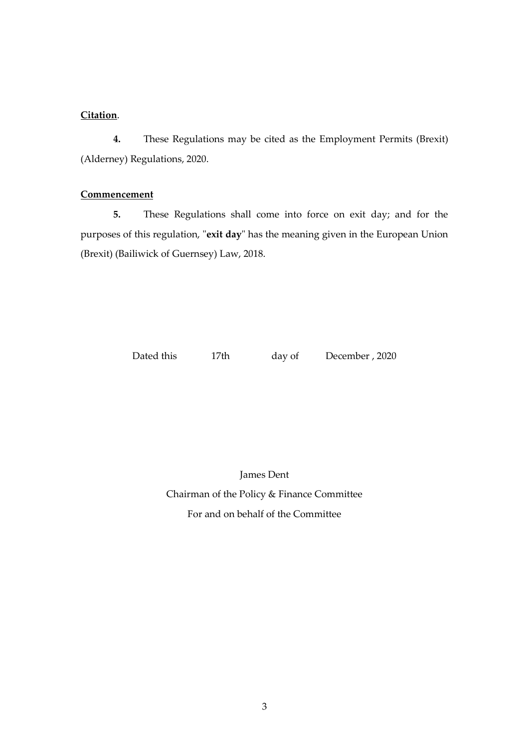**Citation**.

**4.** These Regulations may be cited as the Employment Permits (Brexit) (Alderney) Regulations, 2020.

**Commencement**

**5.** These Regulations shall come into force on exit day; and for the purposes of this regulation, "**exit day**" has the meaning given in the European Union (Brexit) (Bailiwick of Guernsey) Law, 2018.

Dated this 17th day of December , 2020

James Dent

Chairman of the Policy & Finance Committee

For and on behalf of the Committee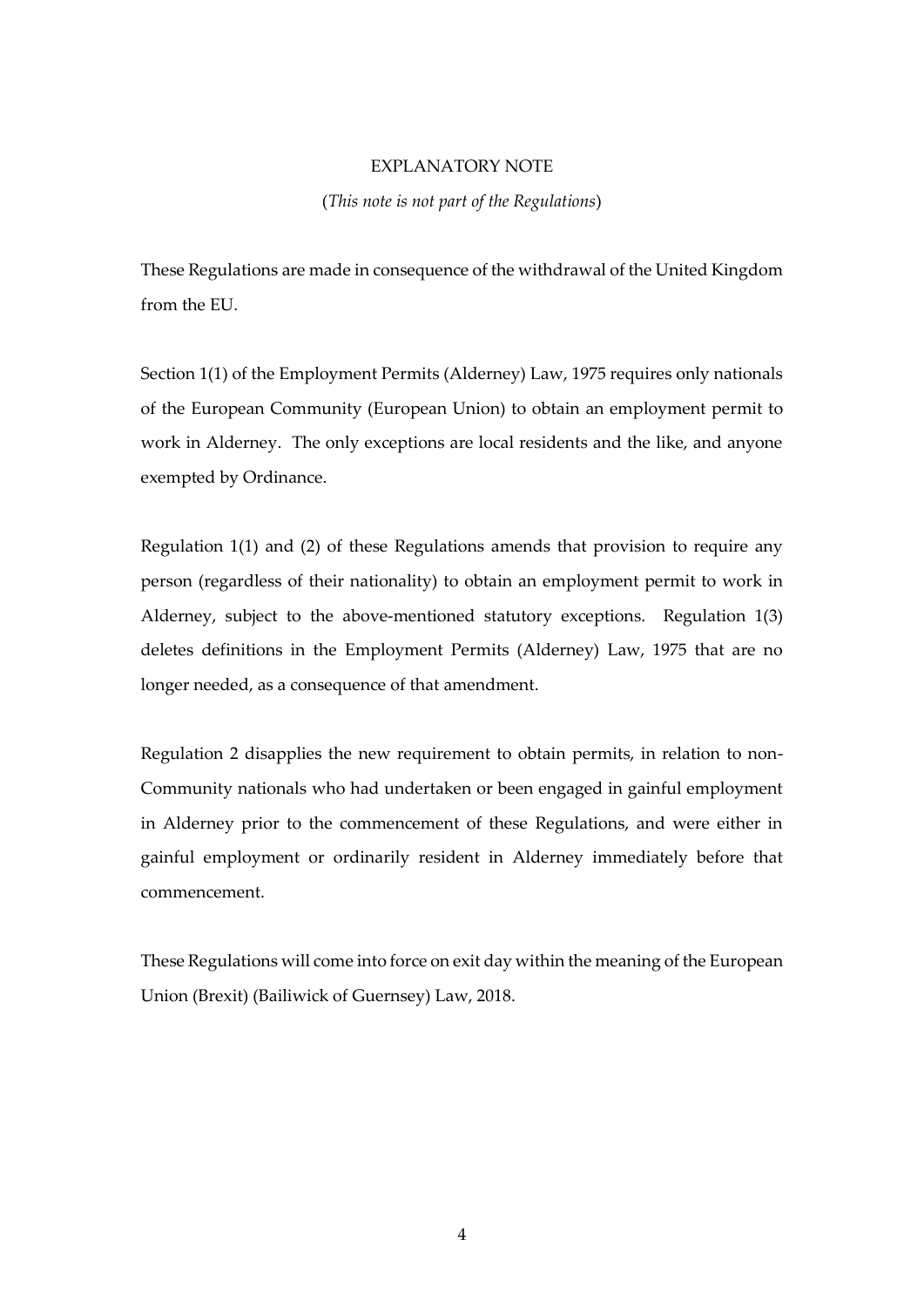## EXPLANATORY NOTE

(*This note is not part of the Regulations*)

These Regulations are made in consequence of the withdrawal of the United Kingdom from the EU.

Section 1(1) of the Employment Permits (Alderney) Law, 1975 requires only nationals of the European Community (European Union) to obtain an employment permit to work in Alderney. The only exceptions are local residents and the like, and anyone exempted by Ordinance.

Regulation 1(1) and (2) of these Regulations amends that provision to require any person (regardless of their nationality) to obtain an employment permit to work in Alderney, subject to the above-mentioned statutory exceptions. Regulation 1(3) deletes definitions in the Employment Permits (Alderney) Law, 1975 that are no longer needed, as a consequence of that amendment.

Regulation 2 disapplies the new requirement to obtain permits, in relation to non-Community nationals who had undertaken or been engaged in gainful employment in Alderney prior to the commencement of these Regulations, and were either in gainful employment or ordinarily resident in Alderney immediately before that commencement.

These Regulations will come into force on exit day within the meaning of the European Union (Brexit) (Bailiwick of Guernsey) Law, 2018.